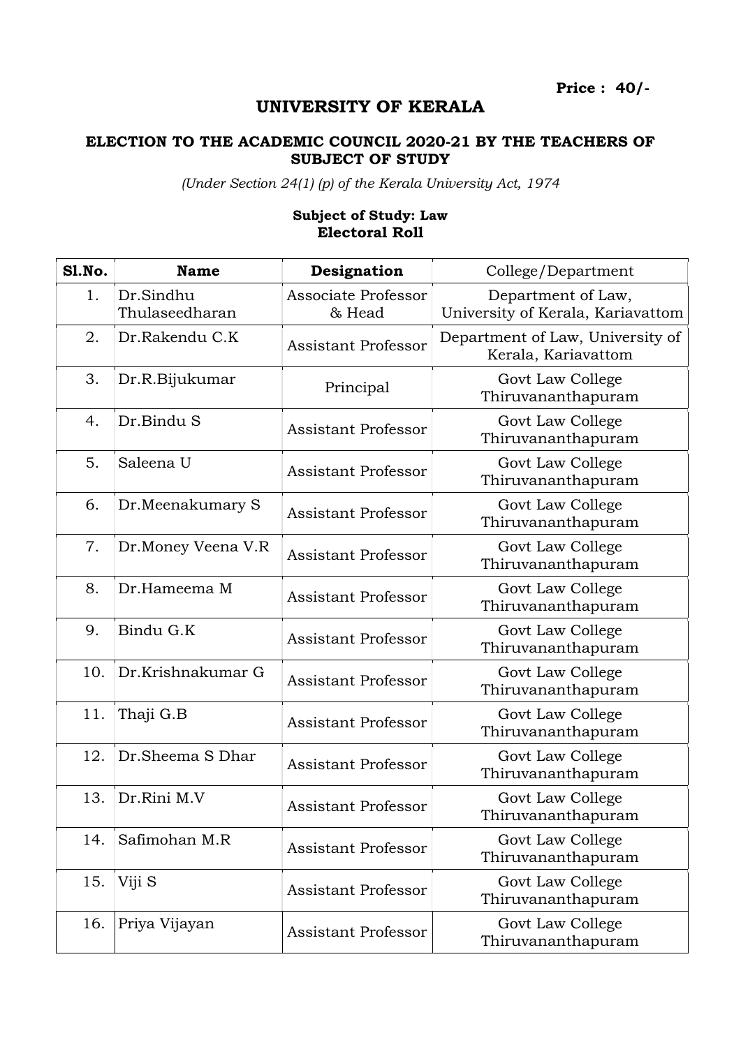**Price : 40/-**

# UNIVERSITY OF KERALA

## ELECTION TO THE ACADEMIC COUNCIL 2020-21 BY THE TEACHERS OF SUBJECT OF STUDY

*(Under Section 24(1) (p) of the Kerala University Act, 1974*

**Subject of Study: Law**
**Electoral Roll**

| Sl.No. | Name | Designation | College/Department |
|---|---|---|---|
| 1. | Dr.Sindhu Thulaseedharan | Associate Professor & Head | Department of Law, University of Kerala, Kariavattom |
| 2. | Dr.Rakendu C.K | Assistant Professor | Department of Law, University of Kerala, Kariavattom |
| 3. | Dr.R.Bijukumar | Principal | Govt Law College Thiruvananthapuram |
| 4. | Dr.Bindu S | Assistant Professor | Govt Law College Thiruvananthapuram |
| 5. | Saleena U | Assistant Professor | Govt Law College Thiruvananthapuram |
| 6. | Dr.Meenakumary S | Assistant Professor | Govt Law College Thiruvananthapuram |
| 7. | Dr.Money Veena V.R | Assistant Professor | Govt Law College Thiruvananthapuram |
| 8. | Dr.Hameema M | Assistant Professor | Govt Law College Thiruvananthapuram |
| 9. | Bindu G.K | Assistant Professor | Govt Law College Thiruvananthapuram |
| 10. | Dr.Krishnakumar G | Assistant Professor | Govt Law College Thiruvananthapuram |
| 11. | Thaji G.B | Assistant Professor | Govt Law College Thiruvananthapuram |
| 12. | Dr.Sheema S Dhar | Assistant Professor | Govt Law College Thiruvananthapuram |
| 13. | Dr.Rini M.V | Assistant Professor | Govt Law College Thiruvananthapuram |
| 14. | Safimohan M.R | Assistant Professor | Govt Law College Thiruvananthapuram |
| 15. | Viji S | Assistant Professor | Govt Law College Thiruvananthapuram |
| 16. | Priya Vijayan | Assistant Professor | Govt Law College Thiruvananthapuram |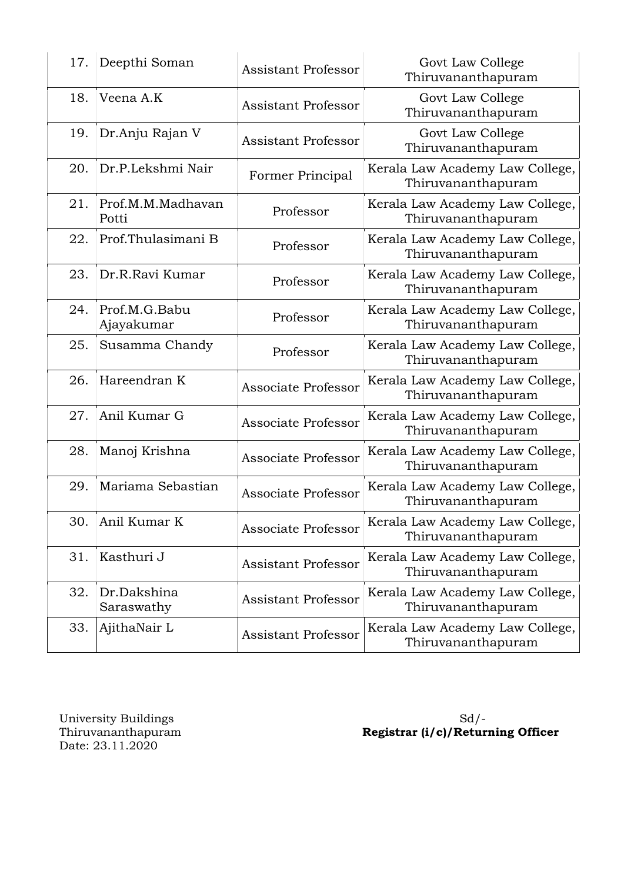| | | | |
|---|---|---|---|
| 17. | Deepthi Soman | Assistant Professor | Govt Law College Thiruvananthapuram |
| 18. | Veena A.K | Assistant Professor | Govt Law College Thiruvananthapuram |
| 19. | Dr.Anju Rajan V | Assistant Professor | Govt Law College Thiruvananthapuram |
| 20. | Dr.P.Lekshmi Nair | Former Principal | Kerala Law Academy Law College, Thiruvananthapuram |
| 21. | Prof.M.M.Madhavan Potti | Professor | Kerala Law Academy Law College, Thiruvananthapuram |
| 22. | Prof.Thulasimani B | Professor | Kerala Law Academy Law College, Thiruvananthapuram |
| 23. | Dr.R.Ravi Kumar | Professor | Kerala Law Academy Law College, Thiruvananthapuram |
| 24. | Prof.M.G.Babu Ajayakumar | Professor | Kerala Law Academy Law College, Thiruvananthapuram |
| 25. | Susamma Chandy | Professor | Kerala Law Academy Law College, Thiruvananthapuram |
| 26. | Hareendran K | Associate Professor | Kerala Law Academy Law College, Thiruvananthapuram |
| 27. | Anil Kumar G | Associate Professor | Kerala Law Academy Law College, Thiruvananthapuram |
| 28. | Manoj Krishna | Associate Professor | Kerala Law Academy Law College, Thiruvananthapuram |
| 29. | Mariama Sebastian | Associate Professor | Kerala Law Academy Law College, Thiruvananthapuram |
| 30. | Anil Kumar K | Associate Professor | Kerala Law Academy Law College, Thiruvananthapuram |
| 31. | Kasthuri J | Assistant Professor | Kerala Law Academy Law College, Thiruvananthapuram |
| 32. | Dr.Dakshina Saraswathy | Assistant Professor | Kerala Law Academy Law College, Thiruvananthapuram |
| 33. | AjithaNair L | Assistant Professor | Kerala Law Academy Law College, Thiruvananthapuram |

University Buildings
Thiruvananthapuram
Date: 23.11.2020

Sd/-
**Registrar (i/c)/Returning Officer**